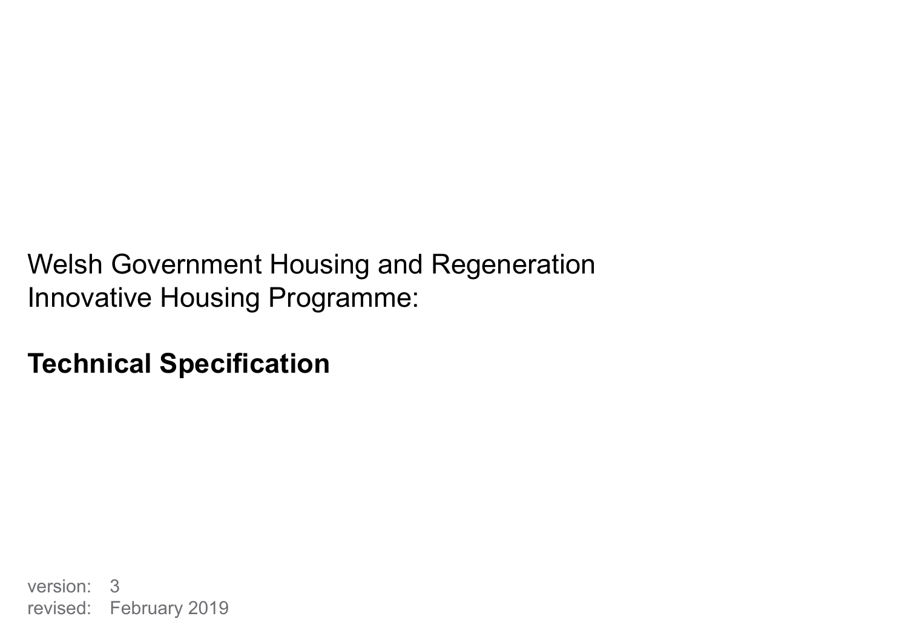Welsh Government Housing and Regeneration
Innovative Housing Programme:

# Technical Specification

version: 3
revised: February 2019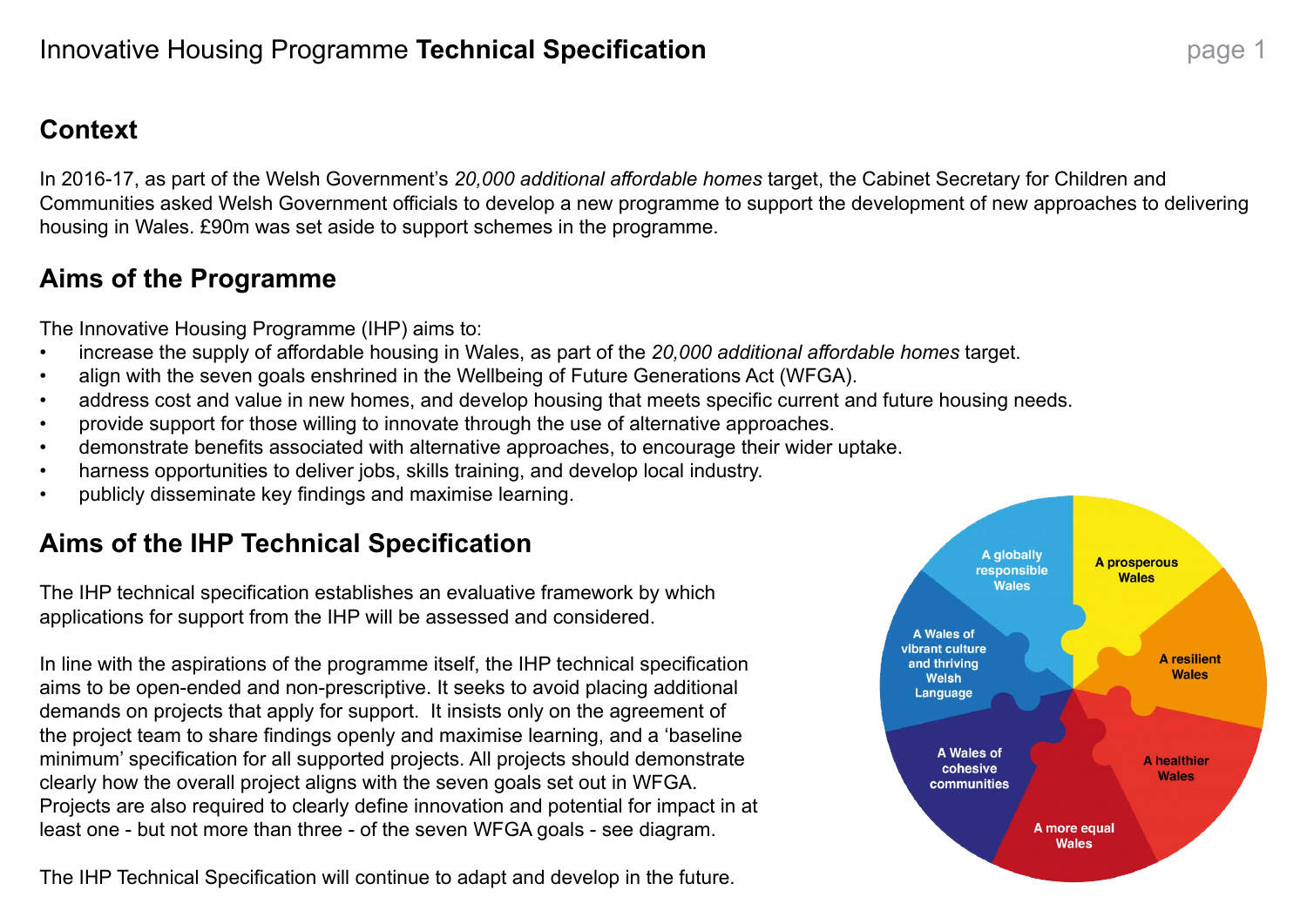## Context

In 2016-17, as part of the Welsh Government's *20,000 additional affordable homes* target, the Cabinet Secretary for Children and Communities asked Welsh Government officials to develop a new programme to support the development of new approaches to delivering housing in Wales. £90m was set aside to support schemes in the programme.

## Aims of the Programme

The Innovative Housing Programme (IHP) aims to:

- increase the supply of affordable housing in Wales, as part of the *20,000 additional affordable homes* target.
- align with the seven goals enshrined in the Wellbeing of Future Generations Act (WFGA).
- address cost and value in new homes, and develop housing that meets specific current and future housing needs.
- provide support for those willing to innovate through the use of alternative approaches.
- demonstrate benefits associated with alternative approaches, to encourage their wider uptake.
- harness opportunities to deliver jobs, skills training, and develop local industry.
- publicly disseminate key findings and maximise learning.

## Aims of the IHP Technical Specification

The IHP technical specification establishes an evaluative framework by which applications for support from the IHP will be assessed and considered.

In line with the aspirations of the programme itself, the IHP technical specification aims to be open-ended and non-prescriptive. It seeks to avoid placing additional demands on projects that apply for support. It insists only on the agreement of the project team to share findings openly and maximise learning, and a 'baseline minimum' specification for all supported projects. All projects should demonstrate clearly how the overall project aligns with the seven goals set out in WFGA. Projects are also required to clearly define innovation and potential for impact in at least one - but not more than three - of the seven WFGA goals - see diagram.

The IHP Technical Specification will continue to adapt and develop in the future.

A globally responsible Wales
A prosperous Wales
A resilient Wales
A healthier Wales
A more equal Wales
A Wales of cohesive communities
A Wales of vibrant culture and thriving Welsh Language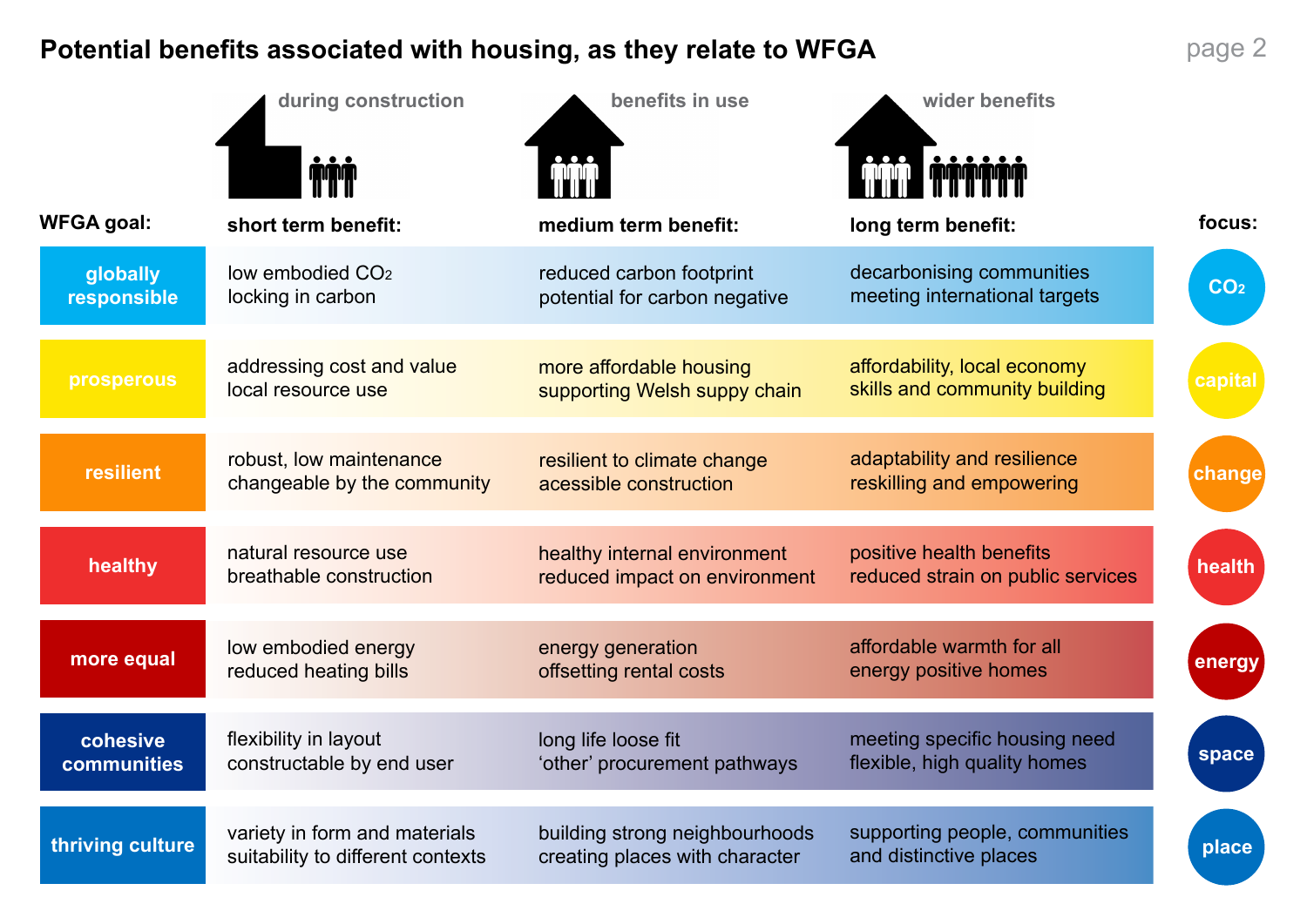# Potential benefits associated with housing, as they relate to WFGA

| WFGA goal: | short term benefit: (during construction) | medium term benefit: (benefits in use) | long term benefit: (wider benefits) | focus: |
|---|---|---|---|---|
| globally responsible | low embodied $CO_2$ locking in carbon | reduced carbon footprint potential for carbon negative | decarbonising communities meeting international targets | $CO_2$ |
| prosperous | addressing cost and value local resource use | more affordable housing supporting Welsh suppy chain | affordability, local economy skills and community building | capital |
| resilient | robust, low maintenance changeable by the community | resilient to climate change acessible construction | adaptability and resilience reskilling and empowering | change |
| healthy | natural resource use breathable construction | healthy internal environment reduced impact on environment | positive health benefits reduced strain on public services | health |
| more equal | low embodied energy reduced heating bills | energy generation offsetting rental costs | affordable warmth for all energy positive homes | energy |
| cohesive communities | flexibility in layout constructable by end user | long life loose fit ‘other’ procurement pathways | meeting specific housing need flexible, high quality homes | space |
| thriving culture | variety in form and materials suitability to different contexts | building strong neighbourhoods creating places with character | supporting people, communities and distinctive places | place |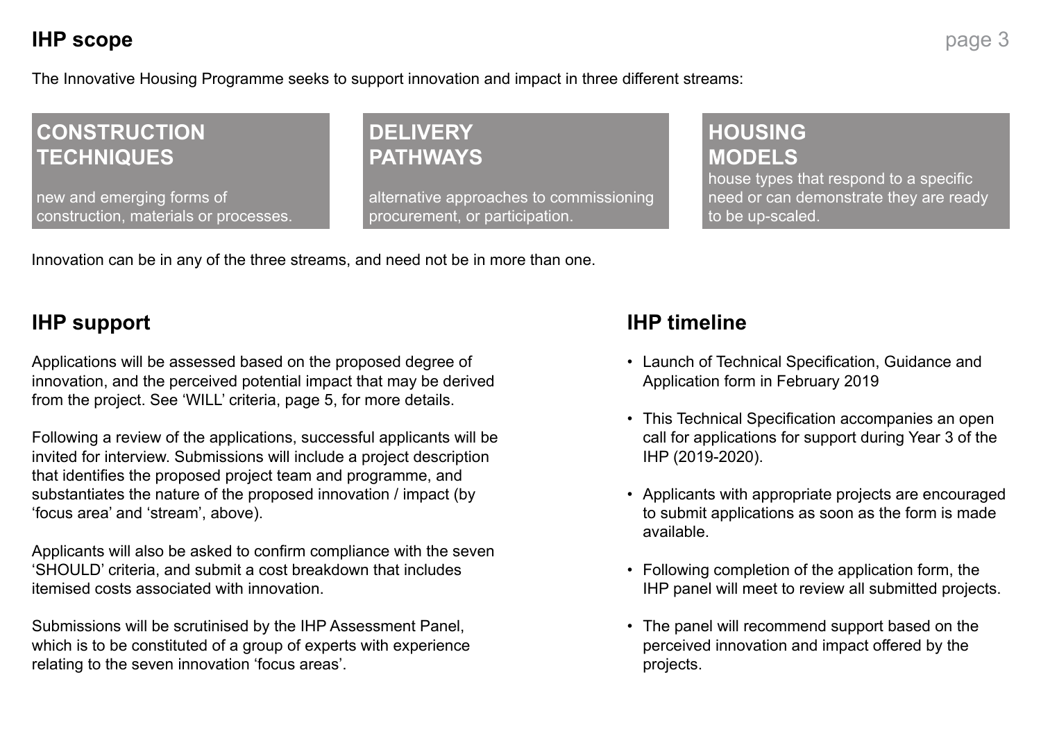## IHP scope

The Innovative Housing Programme seeks to support innovation and impact in three different streams:

### CONSTRUCTION TECHNIQUES

new and emerging forms of construction, materials or processes.

### DELIVERY PATHWAYS

alternative approaches to commissioning procurement, or participation.

### HOUSING MODELS

house types that respond to a specific need or can demonstrate they are ready to be up-scaled.

Innovation can be in any of the three streams, and need not be in more than one.

## IHP support

Applications will be assessed based on the proposed degree of innovation, and the perceived potential impact that may be derived from the project. See 'WILL' criteria, page 5, for more details.

Following a review of the applications, successful applicants will be invited for interview. Submissions will include a project description that identifies the proposed project team and programme, and substantiates the nature of the proposed innovation / impact (by 'focus area' and 'stream', above).

Applicants will also be asked to confirm compliance with the seven 'SHOULD' criteria, and submit a cost breakdown that includes itemised costs associated with innovation.

Submissions will be scrutinised by the IHP Assessment Panel, which is to be constituted of a group of experts with experience relating to the seven innovation 'focus areas'.

## IHP timeline

- Launch of Technical Specification, Guidance and Application form in February 2019
- This Technical Specification accompanies an open call for applications for support during Year 3 of the IHP (2019-2020).
- Applicants with appropriate projects are encouraged to submit applications as soon as the form is made available.
- Following completion of the application form, the IHP panel will meet to review all submitted projects.
- The panel will recommend support based on the perceived innovation and impact offered by the projects.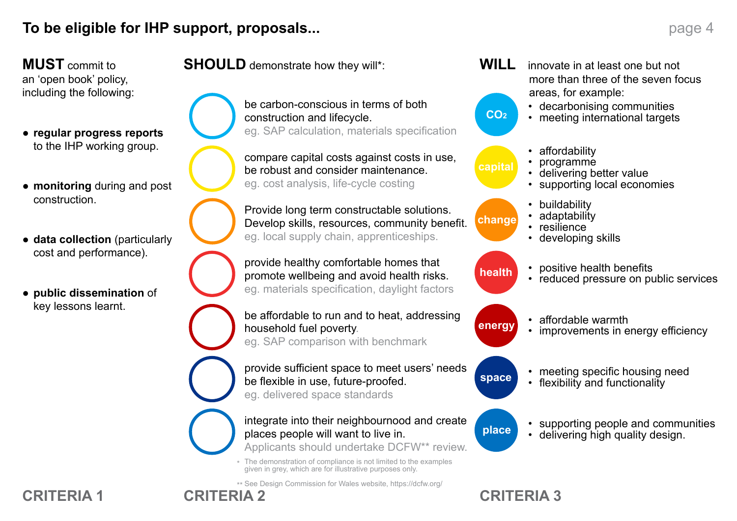# To be eligible for IHP support, proposals...

## CRITERIA 1

**MUST** commit to an 'open book' policy, including the following:

- **regular progress reports** to the IHP working group.
- **monitoring** during and post construction.
- **data collection** (particularly cost and performance).
- **public dissemination** of key lessons learnt.

## CRITERIA 2

**SHOULD** demonstrate how they will*:

- be carbon-conscious in terms of both construction and lifecycle.
  eg. SAP calculation, materials specification
- compare capital costs against costs in use, be robust and consider maintenance.
  eg. cost analysis, life-cycle costing
- Provide long term constructable solutions. Develop skills, resources, community benefit.
  eg. local supply chain, apprenticeships.
- provide healthy comfortable homes that promote wellbeing and avoid health risks.
  eg. materials specification, daylight factors
- be affordable to run and to heat, addressing household fuel poverty.
  eg. SAP comparison with benchmark
- provide sufficient space to meet users' needs be flexible in use, future-proofed.
  eg. delivered space standards
- integrate into their neighbournood and create places people will want to live in.
  Applicants should undertake DCFW** review.

* The demonstration of compliance is not limited to the examples given in grey, which are for illustrative purposes only.

** See Design Commission for Wales website, https://dcfw.org/

## CRITERIA 3

**WILL** innovate in at least one but not more than three of the seven focus areas, for example:

**$CO_2$**
- decarbonising communities
- meeting international targets

**capital**
- affordability
- programme
- delivering better value
- supporting local economies

**change**
- buildability
- adaptability
- resilience
- developing skills

**health**
- positive health benefits
- reduced pressure on public services

**energy**
- affordable warmth
- improvements in energy efficiency

**space**
- meeting specific housing need
- flexibility and functionality

**place**
- supporting people and communities
- delivering high quality design.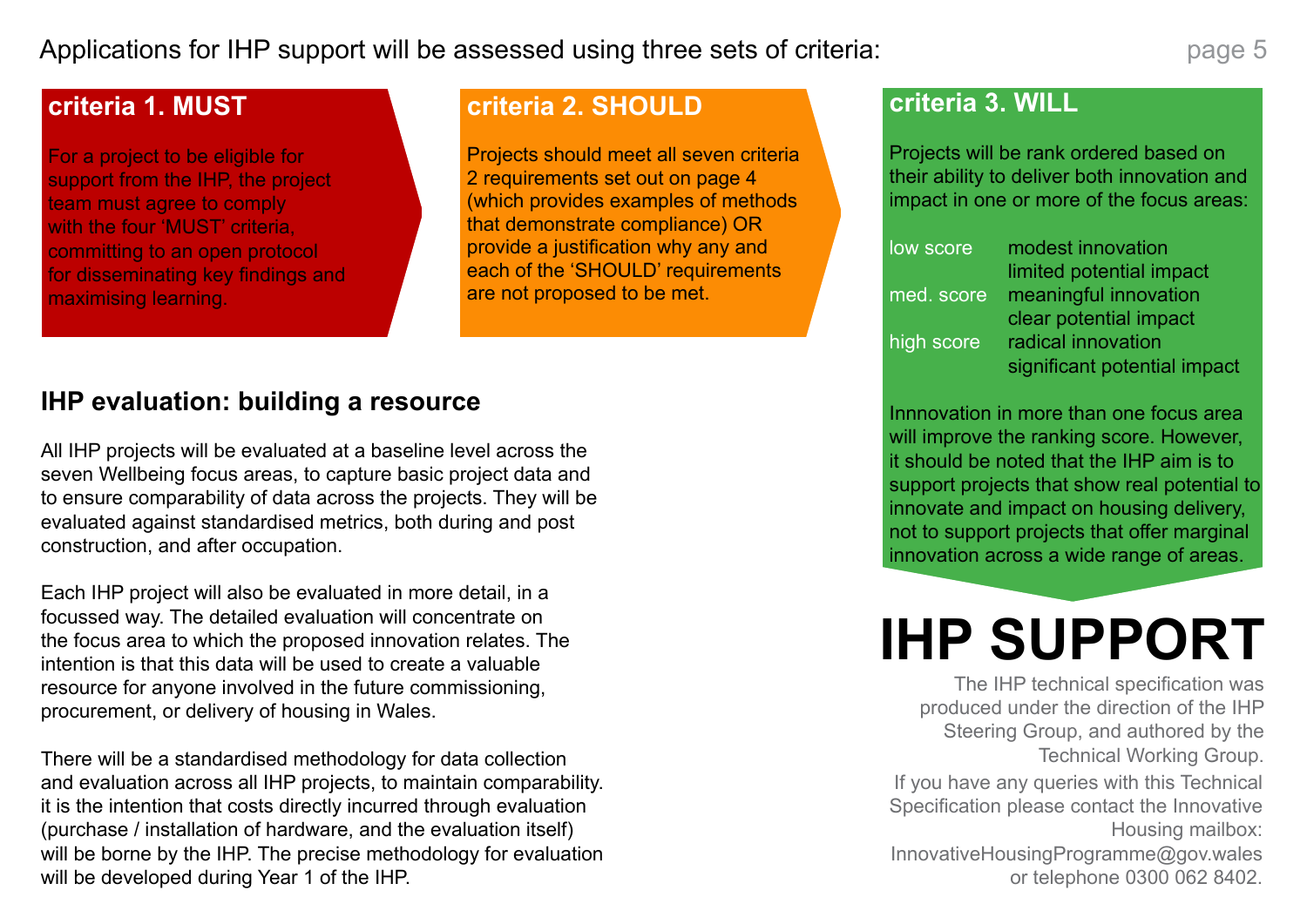Applications for IHP support will be assessed using three sets of criteria:

## criteria 1. MUST

For a project to be eligible for support from the IHP, the project team must agree to comply with the four 'MUST' criteria, committing to an open protocol for disseminating key findings and maximising learning.

## criteria 2. SHOULD

Projects should meet all seven criteria 2 requirements set out on page 4 (which provides examples of methods that demonstrate compliance) OR provide a justification why any and each of the 'SHOULD' requirements are not proposed to be met.

## criteria 3. WILL

Projects will be rank ordered based on their ability to deliver both innovation and impact in one or more of the focus areas:

| | |
|---|---|
| low score | modest innovation<br>limited potential impact |
| med. score | meaningful innovation<br>clear potential impact |
| high score | radical innovation<br>significant potential impact |

Innnovation in more than one focus area will improve the ranking score. However, it should be noted that the IHP aim is to support projects that show real potential to innovate and impact on housing delivery, not to support projects that offer marginal innovation across a wide range of areas.

## IHP evaluation: building a resource

All IHP projects will be evaluated at a baseline level across the seven Wellbeing focus areas, to capture basic project data and to ensure comparability of data across the projects. They will be evaluated against standardised metrics, both during and post construction, and after occupation.

Each IHP project will also be evaluated in more detail, in a focussed way. The detailed evaluation will concentrate on the focus area to which the proposed innovation relates. The intention is that this data will be used to create a valuable resource for anyone involved in the future commissioning, procurement, or delivery of housing in Wales.

There will be a standardised methodology for data collection and evaluation across all IHP projects, to maintain comparability. it is the intention that costs directly incurred through evaluation (purchase / installation of hardware, and the evaluation itself) will be borne by the IHP. The precise methodology for evaluation will be developed during Year 1 of the IHP.

# IHP SUPPORT

The IHP technical specification was produced under the direction of the IHP Steering Group, and authored by the Technical Working Group.

If you have any queries with this Technical Specification please contact the Innovative Housing mailbox: InnovativeHousingProgramme@gov.wales or telephone 0300 062 8402.